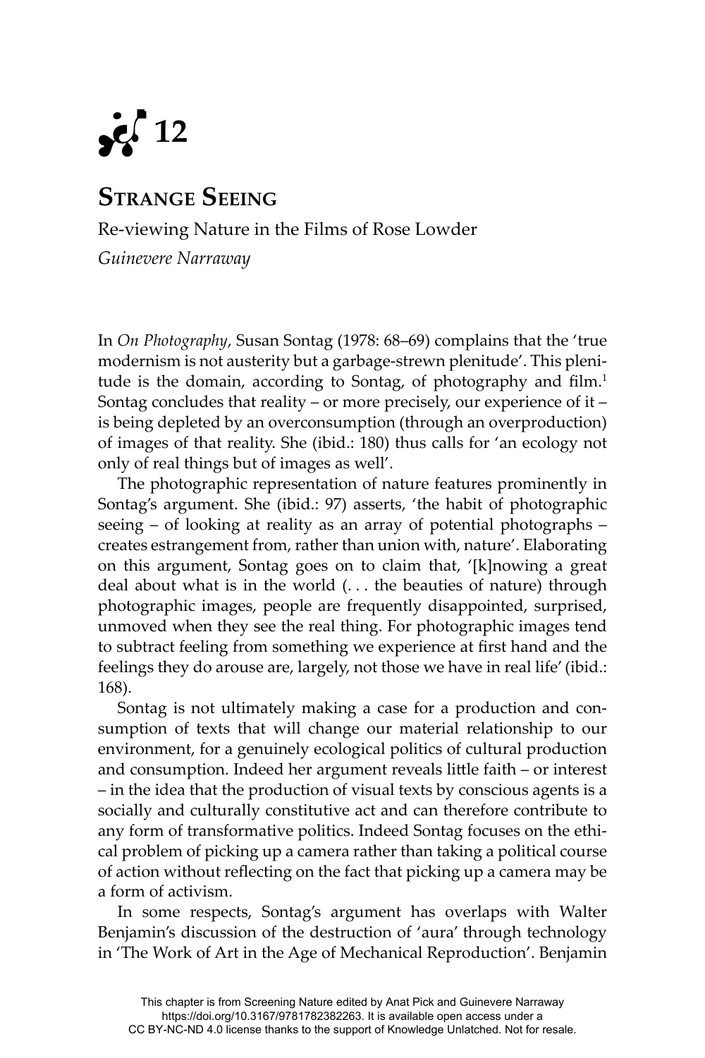# 12

## Strange Seeing

Re-viewing Nature in the Films of Rose Lowder

*Guinevere Narraway*

In *On Photography*, Susan Sontag (1978: 68–69) complains that the 'true modernism is not austerity but a garbage-strewn plenitude'. This plenitude is the domain, according to Sontag, of photography and film.[1] Sontag concludes that reality – or more precisely, our experience of it – is being depleted by an overconsumption (through an overproduction) of images of that reality. She (ibid.: 180) thus calls for 'an ecology not only of real things but of images as well'.

The photographic representation of nature features prominently in Sontag's argument. She (ibid.: 97) asserts, 'the habit of photographic seeing – of looking at reality as an array of potential photographs – creates estrangement from, rather than union with, nature'. Elaborating on this argument, Sontag goes on to claim that, '[k]nowing a great deal about what is in the world (. . . the beauties of nature) through photographic images, people are frequently disappointed, surprised, unmoved when they see the real thing. For photographic images tend to subtract feeling from something we experience at first hand and the feelings they do arouse are, largely, not those we have in real life' (ibid.: 168).

Sontag is not ultimately making a case for a production and consumption of texts that will change our material relationship to our environment, for a genuinely ecological politics of cultural production and consumption. Indeed her argument reveals little faith – or interest – in the idea that the production of visual texts by conscious agents is a socially and culturally constitutive act and can therefore contribute to any form of transformative politics. Indeed Sontag focuses on the ethical problem of picking up a camera rather than taking a political course of action without reflecting on the fact that picking up a camera may be a form of activism.

In some respects, Sontag's argument has overlaps with Walter Benjamin's discussion of the destruction of 'aura' through technology in 'The Work of Art in the Age of Mechanical Reproduction'. Benjamin

This chapter is from Screening Nature edited by Anat Pick and Guinevere Narraway https://doi.org/10.3167/9781782382263. It is available open access under a CC BY-NC-ND 4.0 license thanks to the support of Knowledge Unlatched. Not for resale.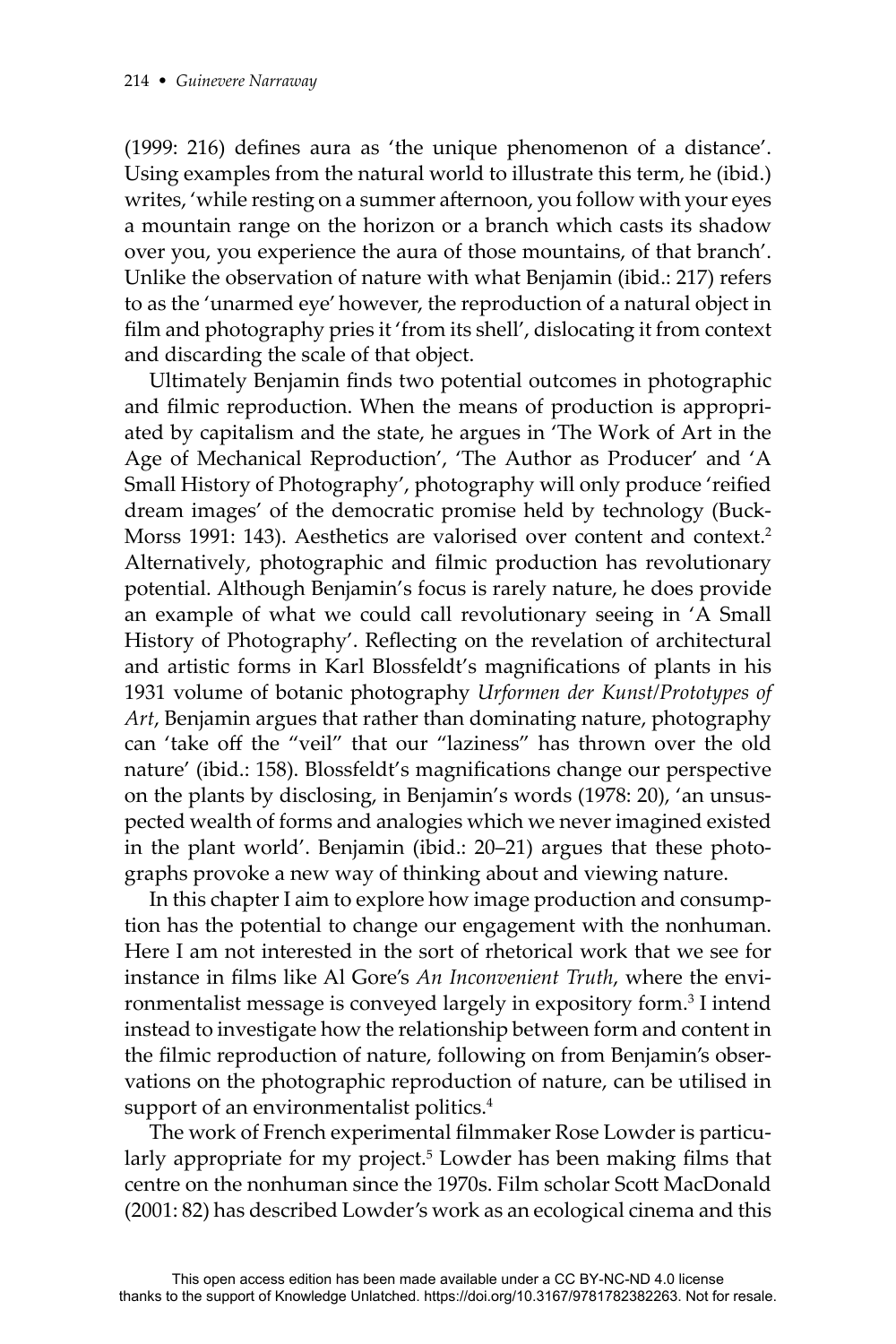(1999: 216) defines aura as 'the unique phenomenon of a distance'. Using examples from the natural world to illustrate this term, he (ibid.) writes, 'while resting on a summer afternoon, you follow with your eyes a mountain range on the horizon or a branch which casts its shadow over you, you experience the aura of those mountains, of that branch'. Unlike the observation of nature with what Benjamin (ibid.: 217) refers to as the 'unarmed eye' however, the reproduction of a natural object in film and photography pries it 'from its shell', dislocating it from context and discarding the scale of that object.

Ultimately Benjamin finds two potential outcomes in photographic and filmic reproduction. When the means of production is appropriated by capitalism and the state, he argues in 'The Work of Art in the Age of Mechanical Reproduction', 'The Author as Producer' and 'A Small History of Photography', photography will only produce 'reified dream images' of the democratic promise held by technology (Buck-Morss 1991: 143). Aesthetics are valorised over content and context.[2] Alternatively, photographic and filmic production has revolutionary potential. Although Benjamin's focus is rarely nature, he does provide an example of what we could call revolutionary seeing in 'A Small History of Photography'. Reflecting on the revelation of architectural and artistic forms in Karl Blossfeldt's magnifications of plants in his 1931 volume of botanic photography *Urformen der Kunst/Prototypes of Art*, Benjamin argues that rather than dominating nature, photography can 'take off the "veil" that our "laziness" has thrown over the old nature' (ibid.: 158). Blossfeldt's magnifications change our perspective on the plants by disclosing, in Benjamin's words (1978: 20), 'an unsuspected wealth of forms and analogies which we never imagined existed in the plant world'. Benjamin (ibid.: 20–21) argues that these photographs provoke a new way of thinking about and viewing nature.

In this chapter I aim to explore how image production and consumption has the potential to change our engagement with the nonhuman. Here I am not interested in the sort of rhetorical work that we see for instance in films like Al Gore's *An Inconvenient Truth*, where the environmentalist message is conveyed largely in expository form.[3] I intend instead to investigate how the relationship between form and content in the filmic reproduction of nature, following on from Benjamin's observations on the photographic reproduction of nature, can be utilised in support of an environmentalist politics.[4]

The work of French experimental filmmaker Rose Lowder is particularly appropriate for my project.[5] Lowder has been making films that centre on the nonhuman since the 1970s. Film scholar Scott MacDonald (2001: 82) has described Lowder's work as an ecological cinema and this

This open access edition has been made available under a CC BY-NC-ND 4.0 license thanks to the support of Knowledge Unlatched. https://doi.org/10.3167/9781782382263. Not for resale.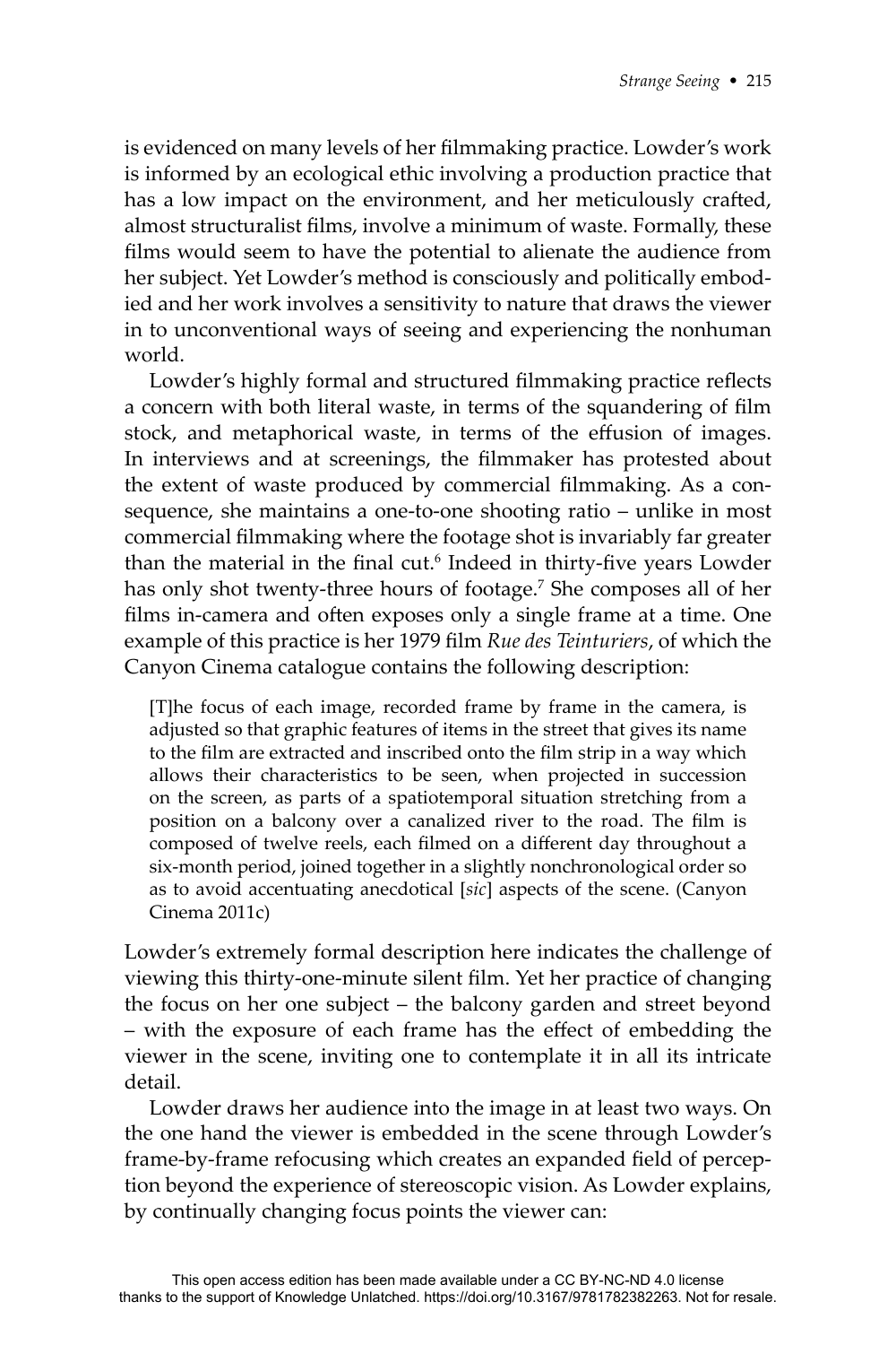is evidenced on many levels of her filmmaking practice. Lowder's work is informed by an ecological ethic involving a production practice that has a low impact on the environment, and her meticulously crafted, almost structuralist films, involve a minimum of waste. Formally, these films would seem to have the potential to alienate the audience from her subject. Yet Lowder's method is consciously and politically embodied and her work involves a sensitivity to nature that draws the viewer in to unconventional ways of seeing and experiencing the nonhuman world.

Lowder's highly formal and structured filmmaking practice reflects a concern with both literal waste, in terms of the squandering of film stock, and metaphorical waste, in terms of the effusion of images. In interviews and at screenings, the filmmaker has protested about the extent of waste produced by commercial filmmaking. As a consequence, she maintains a one-to-one shooting ratio – unlike in most commercial filmmaking where the footage shot is invariably far greater than the material in the final cut.[6] Indeed in thirty-five years Lowder has only shot twenty-three hours of footage.[7] She composes all of her films in-camera and often exposes only a single frame at a time. One example of this practice is her 1979 film *Rue des Teinturiers*, of which the Canyon Cinema catalogue contains the following description:

> [T]he focus of each image, recorded frame by frame in the camera, is adjusted so that graphic features of items in the street that gives its name to the film are extracted and inscribed onto the film strip in a way which allows their characteristics to be seen, when projected in succession on the screen, as parts of a spatiotemporal situation stretching from a position on a balcony over a canalized river to the road. The film is composed of twelve reels, each filmed on a different day throughout a six-month period, joined together in a slightly nonchronological order so as to avoid accentuating anecdotical [*sic*] aspects of the scene. (Canyon Cinema 2011c)

Lowder's extremely formal description here indicates the challenge of viewing this thirty-one-minute silent film. Yet her practice of changing the focus on her one subject – the balcony garden and street beyond – with the exposure of each frame has the effect of embedding the viewer in the scene, inviting one to contemplate it in all its intricate detail.

Lowder draws her audience into the image in at least two ways. On the one hand the viewer is embedded in the scene through Lowder's frame-by-frame refocusing which creates an expanded field of perception beyond the experience of stereoscopic vision. As Lowder explains, by continually changing focus points the viewer can: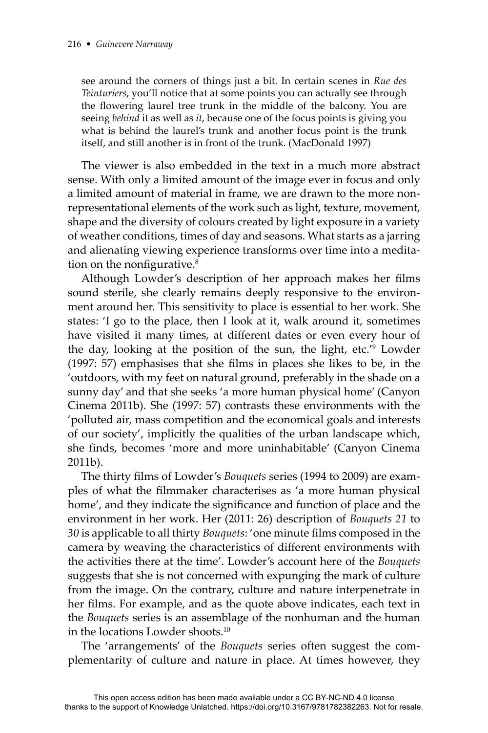see around the corners of things just a bit. In certain scenes in *Rue des Teinturiers*, you'll notice that at some points you can actually see through the flowering laurel tree trunk in the middle of the balcony. You are seeing *behind* it as well as *it*, because one of the focus points is giving you what is behind the laurel's trunk and another focus point is the trunk itself, and still another is in front of the trunk. (MacDonald 1997)

The viewer is also embedded in the text in a much more abstract sense. With only a limited amount of the image ever in focus and only a limited amount of material in frame, we are drawn to the more non-representational elements of the work such as light, texture, movement, shape and the diversity of colours created by light exposure in a variety of weather conditions, times of day and seasons. What starts as a jarring and alienating viewing experience transforms over time into a meditation on the nonfigurative.[8]

Although Lowder's description of her approach makes her films sound sterile, she clearly remains deeply responsive to the environment around her. This sensitivity to place is essential to her work. She states: 'I go to the place, then I look at it, walk around it, sometimes have visited it many times, at different dates or even every hour of the day, looking at the position of the sun, the light, etc.'[9] Lowder (1997: 57) emphasises that she films in places she likes to be, in the 'outdoors, with my feet on natural ground, preferably in the shade on a sunny day' and that she seeks 'a more human physical home' (Canyon Cinema 2011b). She (1997: 57) contrasts these environments with the 'polluted air, mass competition and the economical goals and interests of our society', implicitly the qualities of the urban landscape which, she finds, becomes 'more and more uninhabitable' (Canyon Cinema 2011b).

The thirty films of Lowder's *Bouquets* series (1994 to 2009) are examples of what the filmmaker characterises as 'a more human physical home', and they indicate the significance and function of place and the environment in her work. Her (2011: 26) description of *Bouquets 21* to *30* is applicable to all thirty *Bouquets*: 'one minute films composed in the camera by weaving the characteristics of different environments with the activities there at the time'. Lowder's account here of the *Bouquets* suggests that she is not concerned with expunging the mark of culture from the image. On the contrary, culture and nature interpenetrate in her films. For example, and as the quote above indicates, each text in the *Bouquets* series is an assemblage of the nonhuman and the human in the locations Lowder shoots.[10]

The 'arrangements' of the *Bouquets* series often suggest the complementarity of culture and nature in place. At times however, they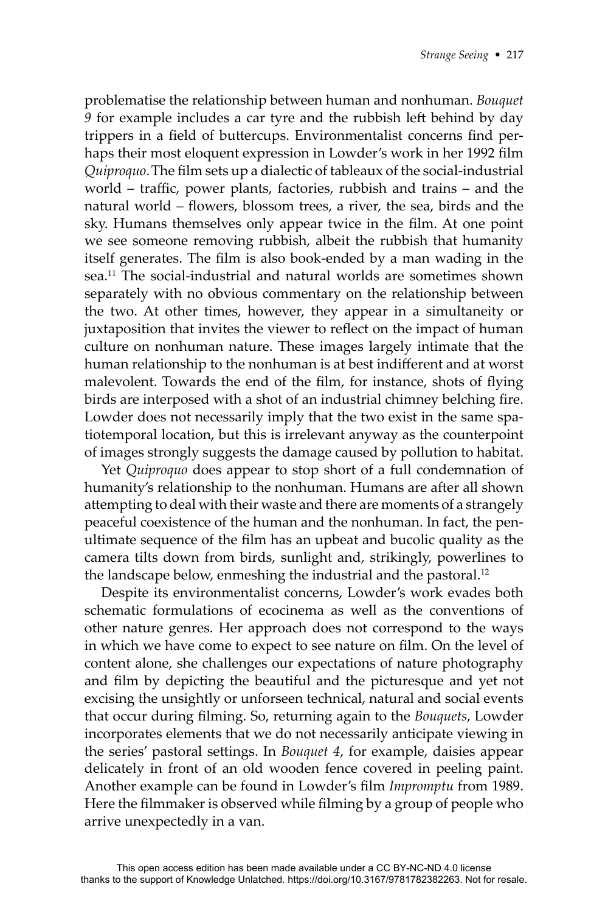problematise the relationship between human and nonhuman. *Bouquet 9* for example includes a car tyre and the rubbish left behind by day trippers in a field of buttercups. Environmentalist concerns find perhaps their most eloquent expression in Lowder's work in her 1992 film *Quiproquo*. The film sets up a dialectic of tableaux of the social-industrial world – traffic, power plants, factories, rubbish and trains – and the natural world – flowers, blossom trees, a river, the sea, birds and the sky. Humans themselves only appear twice in the film. At one point we see someone removing rubbish, albeit the rubbish that humanity itself generates. The film is also book-ended by a man wading in the sea.[11] The social-industrial and natural worlds are sometimes shown separately with no obvious commentary on the relationship between the two. At other times, however, they appear in a simultaneity or juxtaposition that invites the viewer to reflect on the impact of human culture on nonhuman nature. These images largely intimate that the human relationship to the nonhuman is at best indifferent and at worst malevolent. Towards the end of the film, for instance, shots of flying birds are interposed with a shot of an industrial chimney belching fire. Lowder does not necessarily imply that the two exist in the same spatiotemporal location, but this is irrelevant anyway as the counterpoint of images strongly suggests the damage caused by pollution to habitat.

Yet *Quiproquo* does appear to stop short of a full condemnation of humanity's relationship to the nonhuman. Humans are after all shown attempting to deal with their waste and there are moments of a strangely peaceful coexistence of the human and the nonhuman. In fact, the penultimate sequence of the film has an upbeat and bucolic quality as the camera tilts down from birds, sunlight and, strikingly, powerlines to the landscape below, enmeshing the industrial and the pastoral.[12]

Despite its environmentalist concerns, Lowder's work evades both schematic formulations of ecocinema as well as the conventions of other nature genres. Her approach does not correspond to the ways in which we have come to expect to see nature on film. On the level of content alone, she challenges our expectations of nature photography and film by depicting the beautiful and the picturesque and yet not excising the unsightly or unforseen technical, natural and social events that occur during filming. So, returning again to the *Bouquets*, Lowder incorporates elements that we do not necessarily anticipate viewing in the series' pastoral settings. In *Bouquet 4*, for example, daisies appear delicately in front of an old wooden fence covered in peeling paint. Another example can be found in Lowder's film *Impromptu* from 1989. Here the filmmaker is observed while filming by a group of people who arrive unexpectedly in a van.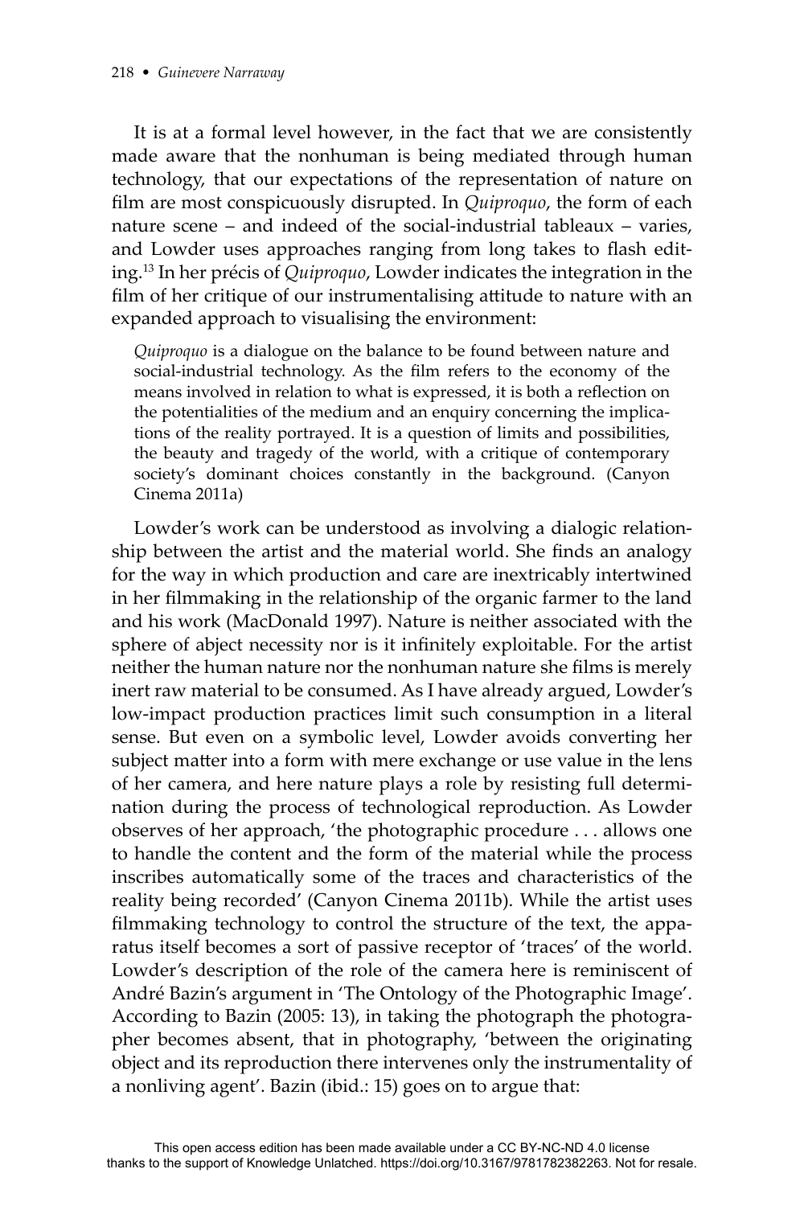It is at a formal level however, in the fact that we are consistently made aware that the nonhuman is being mediated through human technology, that our expectations of the representation of nature on film are most conspicuously disrupted. In *Quiproquo*, the form of each nature scene – and indeed of the social-industrial tableaux – varies, and Lowder uses approaches ranging from long takes to flash editing.[13] In her précis of *Quiproquo*, Lowder indicates the integration in the film of her critique of our instrumentalising attitude to nature with an expanded approach to visualising the environment:

> *Quiproquo* is a dialogue on the balance to be found between nature and social-industrial technology. As the film refers to the economy of the means involved in relation to what is expressed, it is both a reflection on the potentialities of the medium and an enquiry concerning the implications of the reality portrayed. It is a question of limits and possibilities, the beauty and tragedy of the world, with a critique of contemporary society's dominant choices constantly in the background. (Canyon Cinema 2011a)

Lowder's work can be understood as involving a dialogic relationship between the artist and the material world. She finds an analogy for the way in which production and care are inextricably intertwined in her filmmaking in the relationship of the organic farmer to the land and his work (MacDonald 1997). Nature is neither associated with the sphere of abject necessity nor is it infinitely exploitable. For the artist neither the human nature nor the nonhuman nature she films is merely inert raw material to be consumed. As I have already argued, Lowder's low-impact production practices limit such consumption in a literal sense. But even on a symbolic level, Lowder avoids converting her subject matter into a form with mere exchange or use value in the lens of her camera, and here nature plays a role by resisting full determination during the process of technological reproduction. As Lowder observes of her approach, 'the photographic procedure . . . allows one to handle the content and the form of the material while the process inscribes automatically some of the traces and characteristics of the reality being recorded' (Canyon Cinema 2011b). While the artist uses filmmaking technology to control the structure of the text, the apparatus itself becomes a sort of passive receptor of 'traces' of the world. Lowder's description of the role of the camera here is reminiscent of André Bazin's argument in 'The Ontology of the Photographic Image'. According to Bazin (2005: 13), in taking the photograph the photographer becomes absent, that in photography, 'between the originating object and its reproduction there intervenes only the instrumentality of a nonliving agent'. Bazin (ibid.: 15) goes on to argue that: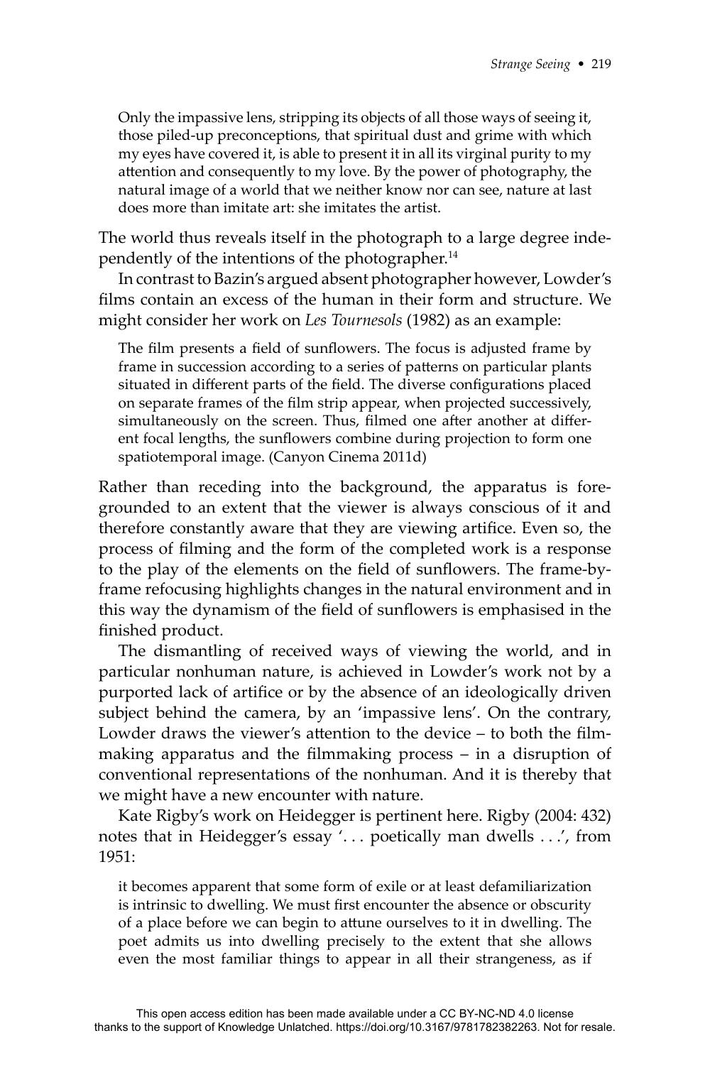> Only the impassive lens, stripping its objects of all those ways of seeing it, those piled-up preconceptions, that spiritual dust and grime with which my eyes have covered it, is able to present it in all its virginal purity to my attention and consequently to my love. By the power of photography, the natural image of a world that we neither know nor can see, nature at last does more than imitate art: she imitates the artist.

The world thus reveals itself in the photograph to a large degree independently of the intentions of the photographer.[14]

In contrast to Bazin's argued absent photographer however, Lowder's films contain an excess of the human in their form and structure. We might consider her work on *Les Tournesols* (1982) as an example:

> The film presents a field of sunflowers. The focus is adjusted frame by frame in succession according to a series of patterns on particular plants situated in different parts of the field. The diverse configurations placed on separate frames of the film strip appear, when projected successively, simultaneously on the screen. Thus, filmed one after another at different focal lengths, the sunflowers combine during projection to form one spatiotemporal image. (Canyon Cinema 2011d)

Rather than receding into the background, the apparatus is foregrounded to an extent that the viewer is always conscious of it and therefore constantly aware that they are viewing artifice. Even so, the process of filming and the form of the completed work is a response to the play of the elements on the field of sunflowers. The frame-by-frame refocusing highlights changes in the natural environment and in this way the dynamism of the field of sunflowers is emphasised in the finished product.

The dismantling of received ways of viewing the world, and in particular nonhuman nature, is achieved in Lowder's work not by a purported lack of artifice or by the absence of an ideologically driven subject behind the camera, by an 'impassive lens'. On the contrary, Lowder draws the viewer's attention to the device – to both the filmmaking apparatus and the filmmaking process – in a disruption of conventional representations of the nonhuman. And it is thereby that we might have a new encounter with nature.

Kate Rigby's work on Heidegger is pertinent here. Rigby (2004: 432) notes that in Heidegger's essay '. . . poetically man dwells . . .', from 1951:

> it becomes apparent that some form of exile or at least defamiliarization is intrinsic to dwelling. We must first encounter the absence or obscurity of a place before we can begin to attune ourselves to it in dwelling. The poet admits us into dwelling precisely to the extent that she allows even the most familiar things to appear in all their strangeness, as if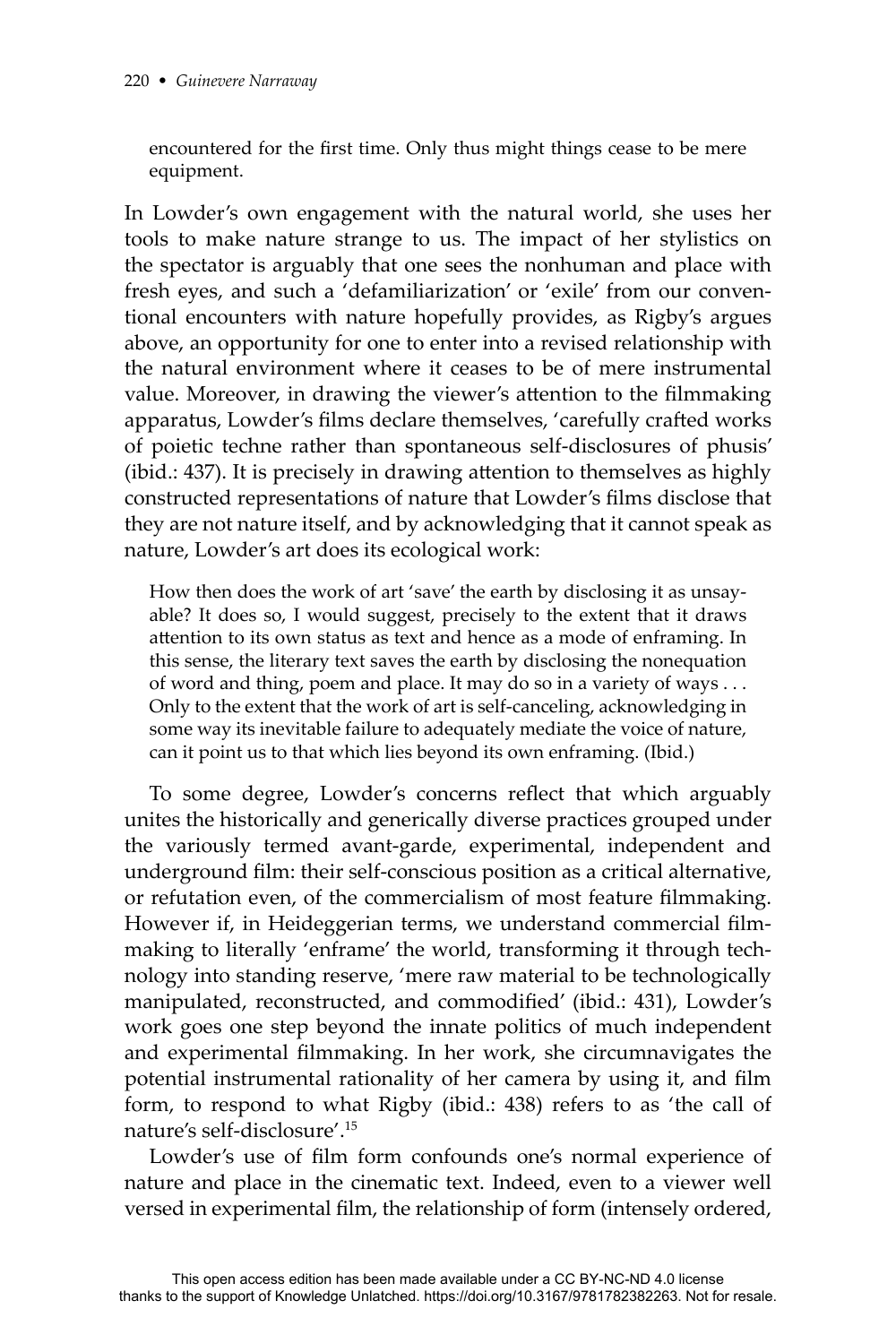encountered for the first time. Only thus might things cease to be mere equipment.

In Lowder's own engagement with the natural world, she uses her tools to make nature strange to us. The impact of her stylistics on the spectator is arguably that one sees the nonhuman and place with fresh eyes, and such a 'defamiliarization' or 'exile' from our conventional encounters with nature hopefully provides, as Rigby's argues above, an opportunity for one to enter into a revised relationship with the natural environment where it ceases to be of mere instrumental value. Moreover, in drawing the viewer's attention to the filmmaking apparatus, Lowder's films declare themselves, 'carefully crafted works of poietic techne rather than spontaneous self-disclosures of phusis' (ibid.: 437). It is precisely in drawing attention to themselves as highly constructed representations of nature that Lowder's films disclose that they are not nature itself, and by acknowledging that it cannot speak as nature, Lowder's art does its ecological work:

> How then does the work of art 'save' the earth by disclosing it as unsayable? It does so, I would suggest, precisely to the extent that it draws attention to its own status as text and hence as a mode of enframing. In this sense, the literary text saves the earth by disclosing the nonequation of word and thing, poem and place. It may do so in a variety of ways . . . Only to the extent that the work of art is self-canceling, acknowledging in some way its inevitable failure to adequately mediate the voice of nature, can it point us to that which lies beyond its own enframing. (Ibid.)

To some degree, Lowder's concerns reflect that which arguably unites the historically and generically diverse practices grouped under the variously termed avant-garde, experimental, independent and underground film: their self-conscious position as a critical alternative, or refutation even, of the commercialism of most feature filmmaking. However if, in Heideggerian terms, we understand commercial filmmaking to literally 'enframe' the world, transforming it through technology into standing reserve, 'mere raw material to be technologically manipulated, reconstructed, and commodified' (ibid.: 431), Lowder's work goes one step beyond the innate politics of much independent and experimental filmmaking. In her work, she circumnavigates the potential instrumental rationality of her camera by using it, and film form, to respond to what Rigby (ibid.: 438) refers to as 'the call of nature's self-disclosure'.[15]

Lowder's use of film form confounds one's normal experience of nature and place in the cinematic text. Indeed, even to a viewer well versed in experimental film, the relationship of form (intensely ordered,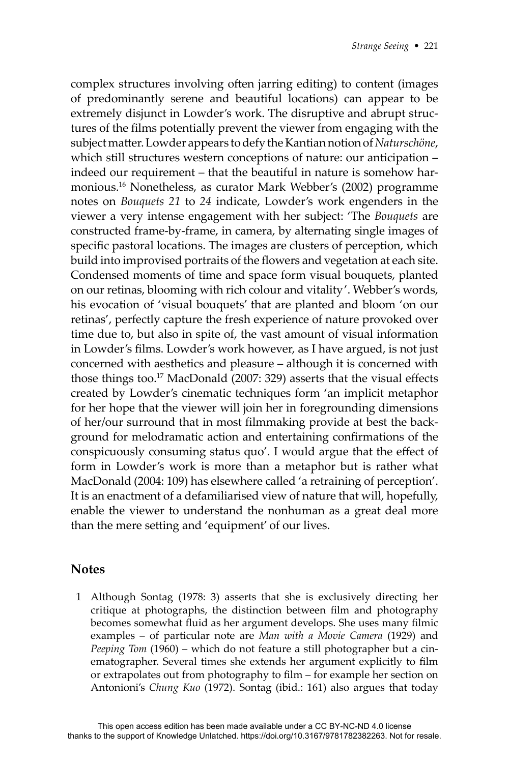complex structures involving often jarring editing) to content (images of predominantly serene and beautiful locations) can appear to be extremely disjunct in Lowder's work. The disruptive and abrupt structures of the films potentially prevent the viewer from engaging with the subject matter. Lowder appears to defy the Kantian notion of *Naturschöne*, which still structures western conceptions of nature: our anticipation – indeed our requirement – that the beautiful in nature is somehow harmonious.[16] Nonetheless, as curator Mark Webber's (2002) programme notes on *Bouquets 21* to *24* indicate, Lowder's work engenders in the viewer a very intense engagement with her subject: 'The *Bouquets* are constructed frame-by-frame, in camera, by alternating single images of specific pastoral locations. The images are clusters of perception, which build into improvised portraits of the flowers and vegetation at each site. Condensed moments of time and space form visual bouquets, planted on our retinas, blooming with rich colour and vitality'. Webber's words, his evocation of 'visual bouquets' that are planted and bloom 'on our retinas', perfectly capture the fresh experience of nature provoked over time due to, but also in spite of, the vast amount of visual information in Lowder's films. Lowder's work however, as I have argued, is not just concerned with aesthetics and pleasure – although it is concerned with those things too.[17] MacDonald (2007: 329) asserts that the visual effects created by Lowder's cinematic techniques form 'an implicit metaphor for her hope that the viewer will join her in foregrounding dimensions of her/our surround that in most filmmaking provide at best the background for melodramatic action and entertaining confirmations of the conspicuously consuming status quo'. I would argue that the effect of form in Lowder's work is more than a metaphor but is rather what MacDonald (2004: 109) has elsewhere called 'a retraining of perception'. It is an enactment of a defamiliarised view of nature that will, hopefully, enable the viewer to understand the nonhuman as a great deal more than the mere setting and 'equipment' of our lives.

## Notes

1 Although Sontag (1978: 3) asserts that she is exclusively directing her critique at photographs, the distinction between film and photography becomes somewhat fluid as her argument develops. She uses many filmic examples – of particular note are *Man with a Movie Camera* (1929) and *Peeping Tom* (1960) – which do not feature a still photographer but a cinematographer. Several times she extends her argument explicitly to film or extrapolates out from photography to film – for example her section on Antonioni's *Chung Kuo* (1972). Sontag (ibid.: 161) also argues that today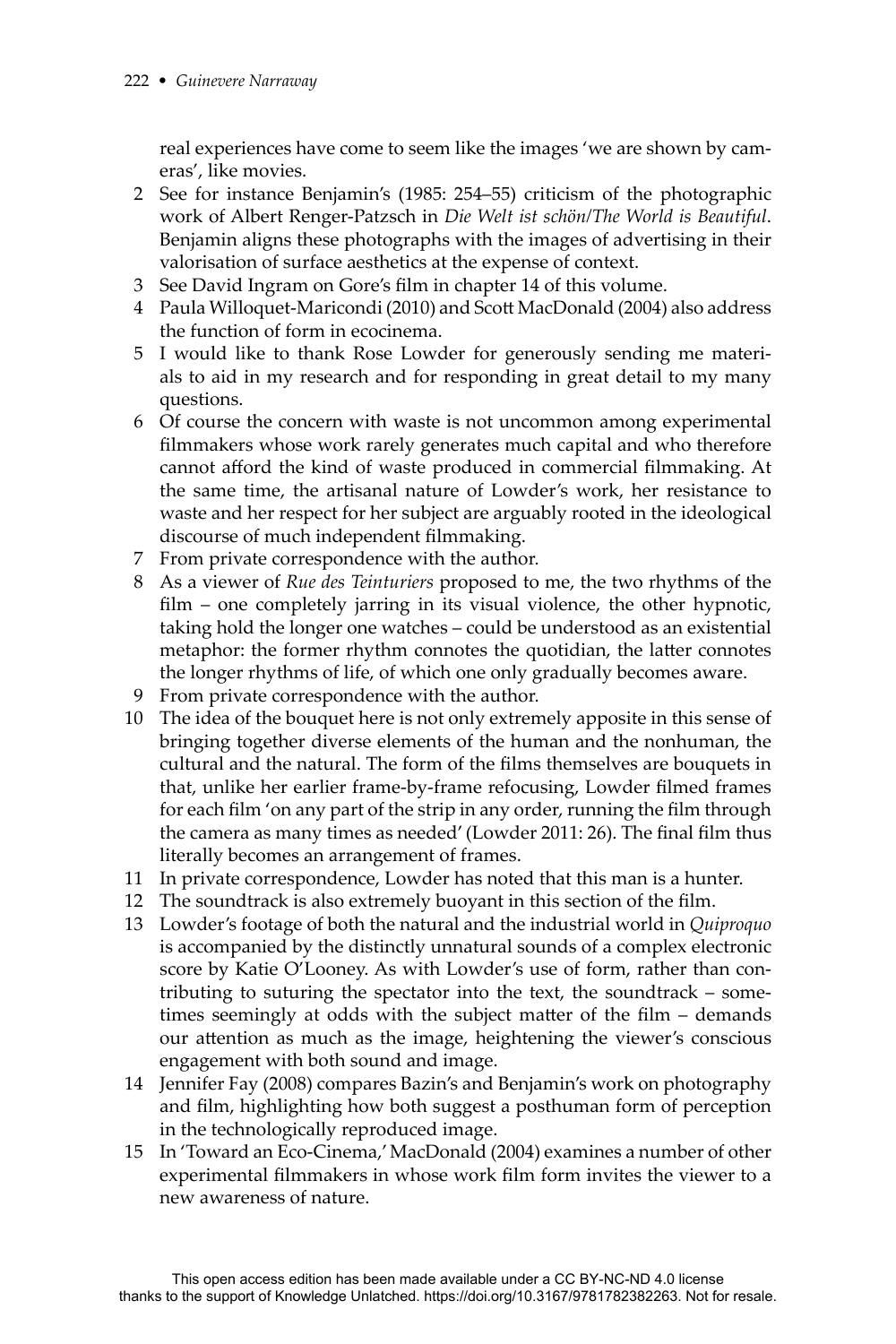real experiences have come to seem like the images 'we are shown by cameras', like movies.

2. See for instance Benjamin's (1985: 254–55) criticism of the photographic work of Albert Renger-Patzsch in *Die Welt ist schön/The World is Beautiful*. Benjamin aligns these photographs with the images of advertising in their valorisation of surface aesthetics at the expense of context.
3. See David Ingram on Gore's film in chapter 14 of this volume.
4. Paula Willoquet-Maricondi (2010) and Scott MacDonald (2004) also address the function of form in ecocinema.
5. I would like to thank Rose Lowder for generously sending me materials to aid in my research and for responding in great detail to my many questions.
6. Of course the concern with waste is not uncommon among experimental filmmakers whose work rarely generates much capital and who therefore cannot afford the kind of waste produced in commercial filmmaking. At the same time, the artisanal nature of Lowder's work, her resistance to waste and her respect for her subject are arguably rooted in the ideological discourse of much independent filmmaking.
7. From private correspondence with the author.
8. As a viewer of *Rue des Teinturiers* proposed to me, the two rhythms of the film – one completely jarring in its visual violence, the other hypnotic, taking hold the longer one watches – could be understood as an existential metaphor: the former rhythm connotes the quotidian, the latter connotes the longer rhythms of life, of which one only gradually becomes aware.
9. From private correspondence with the author.
10. The idea of the bouquet here is not only extremely apposite in this sense of bringing together diverse elements of the human and the nonhuman, the cultural and the natural. The form of the films themselves are bouquets in that, unlike her earlier frame-by-frame refocusing, Lowder filmed frames for each film 'on any part of the strip in any order, running the film through the camera as many times as needed' (Lowder 2011: 26). The final film thus literally becomes an arrangement of frames.
11. In private correspondence, Lowder has noted that this man is a hunter.
12. The soundtrack is also extremely buoyant in this section of the film.
13. Lowder's footage of both the natural and the industrial world in *Quiproquo* is accompanied by the distinctly unnatural sounds of a complex electronic score by Katie O'Looney. As with Lowder's use of form, rather than contributing to suturing the spectator into the text, the soundtrack – sometimes seemingly at odds with the subject matter of the film – demands our attention as much as the image, heightening the viewer's conscious engagement with both sound and image.
14. Jennifer Fay (2008) compares Bazin's and Benjamin's work on photography and film, highlighting how both suggest a posthuman form of perception in the technologically reproduced image.
15. In 'Toward an Eco-Cinema,' MacDonald (2004) examines a number of other experimental filmmakers in whose work film form invites the viewer to a new awareness of nature.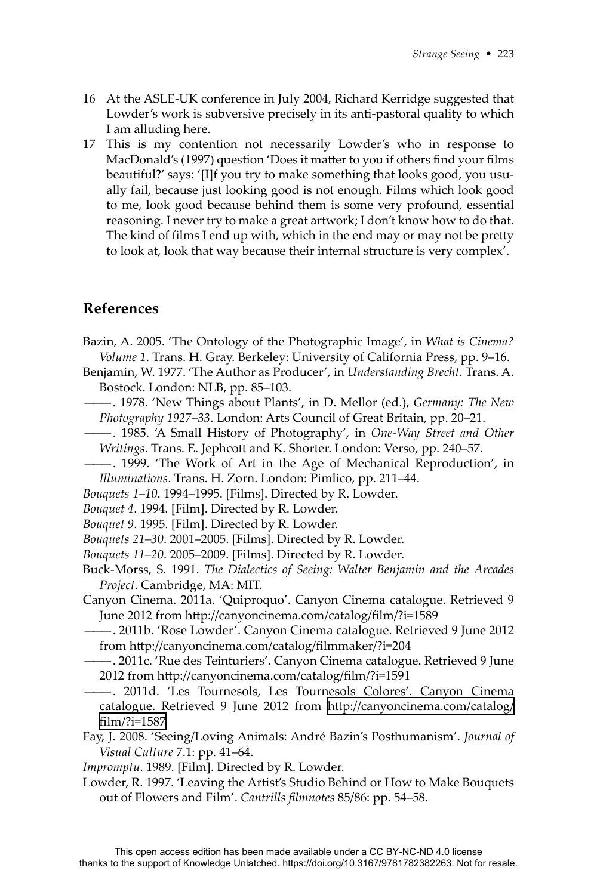16 At the ASLE-UK conference in July 2004, Richard Kerridge suggested that Lowder's work is subversive precisely in its anti-pastoral quality to which I am alluding here.

17 This is my contention not necessarily Lowder's who in response to MacDonald's (1997) question 'Does it matter to you if others find your films beautiful?' says: '[I]f you try to make something that looks good, you usually fail, because just looking good is not enough. Films which look good to me, look good because behind them is some very profound, essential reasoning. I never try to make a great artwork; I don't know how to do that. The kind of films I end up with, which in the end may or may not be pretty to look at, look that way because their internal structure is very complex'.

## References

Bazin, A. 2005. 'The Ontology of the Photographic Image', in *What is Cinema? Volume 1*. Trans. H. Gray. Berkeley: University of California Press, pp. 9–16.

Benjamin, W. 1977. 'The Author as Producer', in *Understanding Brecht*. Trans. A. Bostock. London: NLB, pp. 85–103.

———. 1978. 'New Things about Plants', in D. Mellor (ed.), *Germany: The New Photography 1927–33*. London: Arts Council of Great Britain, pp. 20–21.

———. 1985. 'A Small History of Photography', in *One-Way Street and Other Writings*. Trans. E. Jephcott and K. Shorter. London: Verso, pp. 240–57.

———. 1999. 'The Work of Art in the Age of Mechanical Reproduction', in *Illuminations*. Trans. H. Zorn. London: Pimlico, pp. 211–44.

*Bouquets 1–10*. 1994–1995. [Films]. Directed by R. Lowder.

*Bouquet 4*. 1994. [Film]. Directed by R. Lowder.

*Bouquet 9*. 1995. [Film]. Directed by R. Lowder.

*Bouquets 21–30*. 2001–2005. [Films]. Directed by R. Lowder.

*Bouquets 11–20*. 2005–2009. [Films]. Directed by R. Lowder.

Buck-Morss, S. 1991. *The Dialectics of Seeing: Walter Benjamin and the Arcades Project*. Cambridge, MA: MIT.

Canyon Cinema. 2011a. 'Quiproquo'. Canyon Cinema catalogue. Retrieved 9 June 2012 from http://canyoncinema.com/catalog/film/?i=1589

———. 2011b. 'Rose Lowder'. Canyon Cinema catalogue. Retrieved 9 June 2012 from http://canyoncinema.com/catalog/filmmaker/?i=204

———. 2011c. 'Rue des Teinturiers'. Canyon Cinema catalogue. Retrieved 9 June 2012 from http://canyoncinema.com/catalog/film/?i=1591

———. 2011d. 'Les Tournesols, Les Tournesols Colores'. Canyon Cinema catalogue. Retrieved 9 June 2012 from http://canyoncinema.com/catalog/film/?i=1587

Fay, J. 2008. 'Seeing/Loving Animals: André Bazin's Posthumanism'. *Journal of Visual Culture* 7.1: pp. 41–64.

*Impromptu*. 1989. [Film]. Directed by R. Lowder.

Lowder, R. 1997. 'Leaving the Artist's Studio Behind or How to Make Bouquets out of Flowers and Film'. *Cantrills filmnotes* 85/86: pp. 54–58.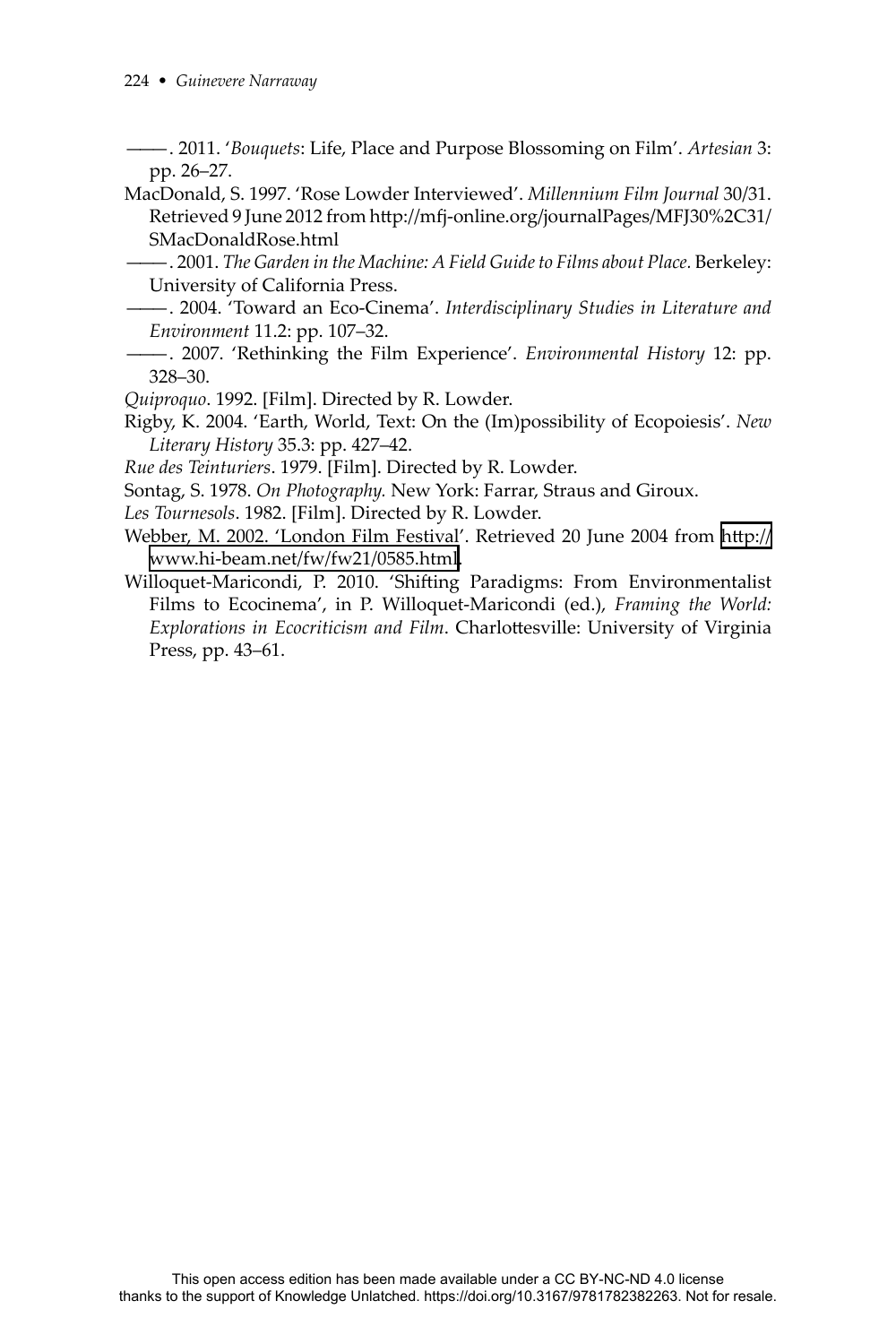——. 2011. '*Bouquets*: Life, Place and Purpose Blossoming on Film'. *Artesian* 3: pp. 26–27.

MacDonald, S. 1997. 'Rose Lowder Interviewed'. *Millennium Film Journal* 30/31. Retrieved 9 June 2012 from http://mfj-online.org/journalPages/MFJ30%2C31/SMacDonaldRose.html

——. 2001. *The Garden in the Machine: A Field Guide to Films about Place*. Berkeley: University of California Press.

——. 2004. 'Toward an Eco-Cinema'. *Interdisciplinary Studies in Literature and Environment* 11.2: pp. 107–32.

——. 2007. 'Rethinking the Film Experience'. *Environmental History* 12: pp. 328–30.

*Quiproquo*. 1992. [Film]. Directed by R. Lowder.

Rigby, K. 2004. 'Earth, World, Text: On the (Im)possibility of Ecopoiesis'. *New Literary History* 35.3: pp. 427–42.

*Rue des Teinturiers*. 1979. [Film]. Directed by R. Lowder.

Sontag, S. 1978. *On Photography.* New York: Farrar, Straus and Giroux.

*Les Tournesols*. 1982. [Film]. Directed by R. Lowder.

Webber, M. 2002. 'London Film Festival'. Retrieved 20 June 2004 from http://www.hi-beam.net/fw/fw21/0585.html.

Willoquet-Maricondi, P. 2010. 'Shifting Paradigms: From Environmentalist Films to Ecocinema', in P. Willoquet-Maricondi (ed.), *Framing the World: Explorations in Ecocriticism and Film*. Charlottesville: University of Virginia Press, pp. 43–61.

This open access edition has been made available under a CC BY-NC-ND 4.0 license thanks to the support of Knowledge Unlatched. https://doi.org/10.3167/9781782382263. Not for resale.